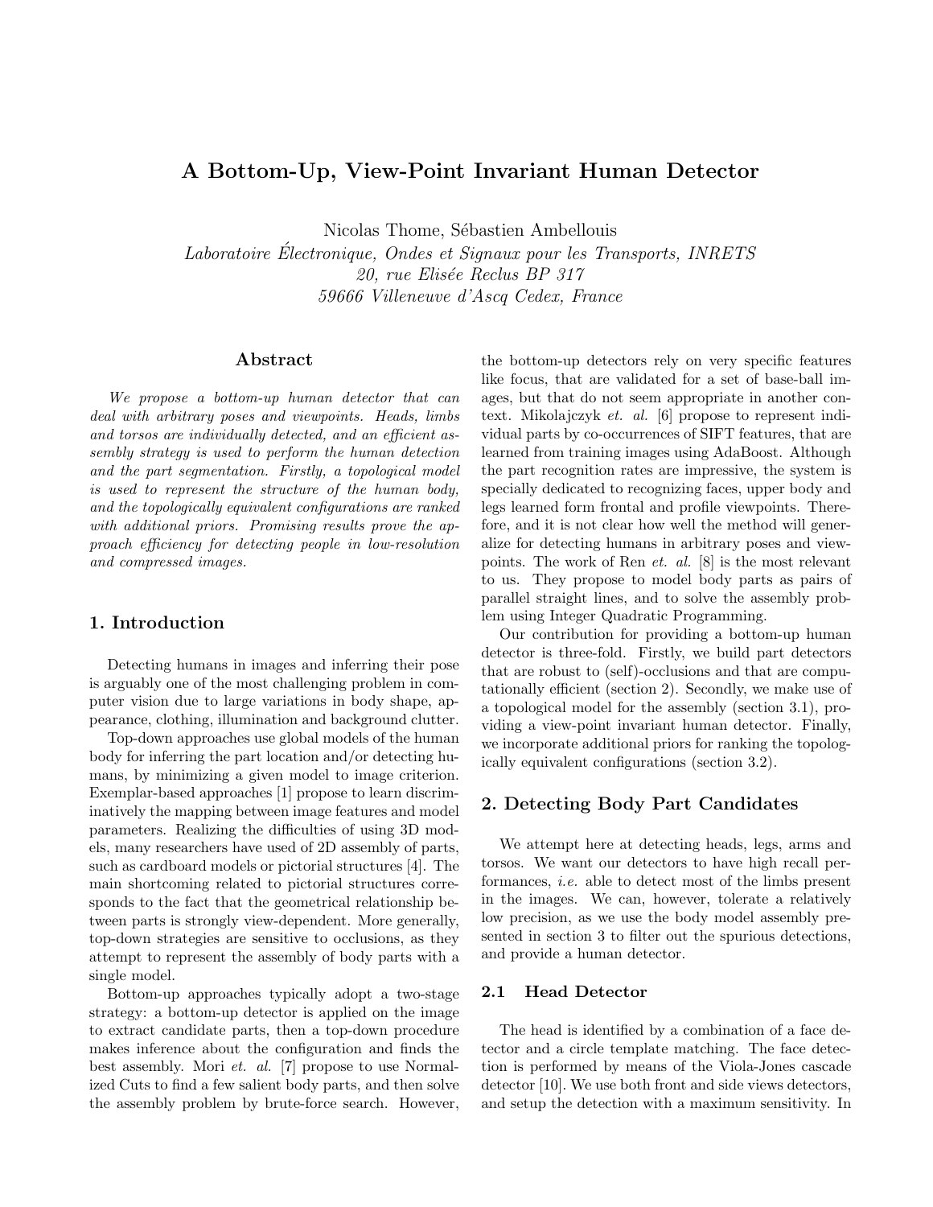# A Bottom-Up, View-Point Invariant Human Detector

Nicolas Thome, Sébastien Ambellouis

*Laboratoire Électronique, Ondes et Signaux pour les Transports, INRETS*
*20, rue Elisée Reclus BP 317*
*59666 Villeneuve d'Ascq Cedex, France*

## Abstract

*We propose a bottom-up human detector that can deal with arbitrary poses and viewpoints. Heads, limbs and torsos are individually detected, and an efficient assembly strategy is used to perform the human detection and the part segmentation. Firstly, a topological model is used to represent the structure of the human body, and the topologically equivalent configurations are ranked with additional priors. Promising results prove the approach efficiency for detecting people in low-resolution and compressed images.*

## 1. Introduction

Detecting humans in images and inferring their pose is arguably one of the most challenging problem in computer vision due to large variations in body shape, appearance, clothing, illumination and background clutter.

Top-down approaches use global models of the human body for inferring the part location and/or detecting humans, by minimizing a given model to image criterion. Exemplar-based approaches [1] propose to learn discriminatively the mapping between image features and model parameters. Realizing the difficulties of using 3D models, many researchers have used of 2D assembly of parts, such as cardboard models or pictorial structures [4]. The main shortcoming related to pictorial structures corresponds to the fact that the geometrical relationship between parts is strongly view-dependent. More generally, top-down strategies are sensitive to occlusions, as they attempt to represent the assembly of body parts with a single model.

Bottom-up approaches typically adopt a two-stage strategy: a bottom-up detector is applied on the image to extract candidate parts, then a top-down procedure makes inference about the configuration and finds the best assembly. Mori *et. al.* [7] propose to use Normalized Cuts to find a few salient body parts, and then solve the assembly problem by brute-force search. However, the bottom-up detectors rely on very specific features like focus, that are validated for a set of base-ball images, but that do not seem appropriate in another context. Mikolajczyk *et. al.* [6] propose to represent individual parts by co-occurrences of SIFT features, that are learned from training images using AdaBoost. Although the part recognition rates are impressive, the system is specially dedicated to recognizing faces, upper body and legs learned form frontal and profile viewpoints. Therefore, and it is not clear how well the method will generalize for detecting humans in arbitrary poses and viewpoints. The work of Ren *et. al.* [8] is the most relevant to us. They propose to model body parts as pairs of parallel straight lines, and to solve the assembly problem using Integer Quadratic Programming.

Our contribution for providing a bottom-up human detector is three-fold. Firstly, we build part detectors that are robust to (self)-occlusions and that are computationally efficient (section 2). Secondly, we make use of a topological model for the assembly (section 3.1), providing a view-point invariant human detector. Finally, we incorporate additional priors for ranking the topologically equivalent configurations (section 3.2).

## 2. Detecting Body Part Candidates

We attempt here at detecting heads, legs, arms and torsos. We want our detectors to have high recall performances, *i.e.* able to detect most of the limbs present in the images. We can, however, tolerate a relatively low precision, as we use the body model assembly presented in section 3 to filter out the spurious detections, and provide a human detector.

### 2.1 Head Detector

The head is identified by a combination of a face detector and a circle template matching. The face detection is performed by means of the Viola-Jones cascade detector [10]. We use both front and side views detectors, and setup the detection with a maximum sensitivity. In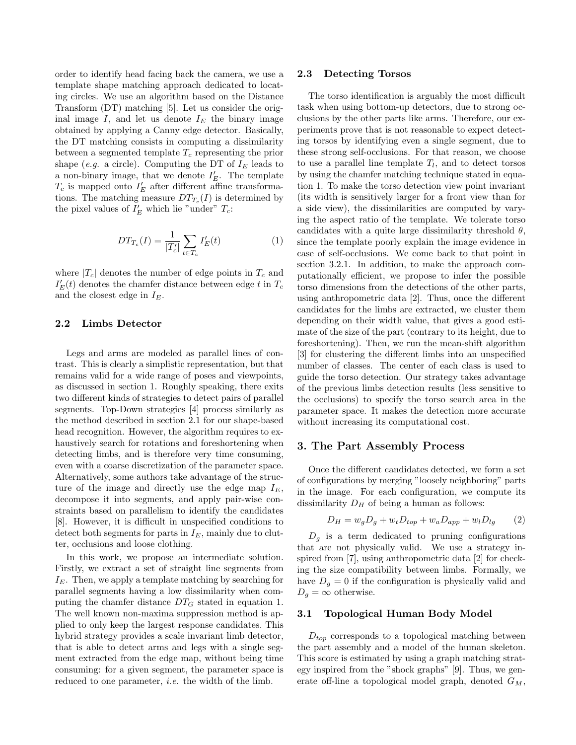order to identify head facing back the camera, we use a template shape matching approach dedicated to locating circles. We use an algorithm based on the Distance Transform (DT) matching [5]. Let us consider the original image $I$, and let us denote $I_E$ the binary image obtained by applying a Canny edge detector. Basically, the DT matching consists in computing a dissimilarity between a segmented template $T_c$ representing the prior shape (*e.g.* a circle). Computing the DT of $I_E$ leads to a non-binary image, that we denote $I'_E$. The template $T_c$ is mapped onto $I'_E$ after different affine transformations. The matching measure $DT_{T_c}(I)$ is determined by the pixel values of $I'_E$ which lie "under" $T_c$:

$$DT_{T_c}(I) = \frac{1}{|T'_c|} \sum_{t \in T_c} I'_E(t) \qquad (1)$$

where $|T_c|$ denotes the number of edge points in $T_c$ and $I'_E(t)$ denotes the chamfer distance between edge $t$ in $T_c$ and the closest edge in $I_E$.

### 2.2 Limbs Detector

Legs and arms are modeled as parallel lines of contrast. This is clearly a simplistic representation, but that remains valid for a wide range of poses and viewpoints, as discussed in section 1. Roughly speaking, there exits two different kinds of strategies to detect pairs of parallel segments. Top-Down strategies [4] process similarly as the method described in section 2.1 for our shape-based head recognition. However, the algorithm requires to exhaustively search for rotations and foreshortening when detecting limbs, and is therefore very time consuming, even with a coarse discretization of the parameter space. Alternatively, some authors take advantage of the structure of the image and directly use the edge map $I_E$, decompose it into segments, and apply pair-wise constraints based on parallelism to identify the candidates [8]. However, it is difficult in unspecified conditions to detect both segments for parts in $I_E$, mainly due to clutter, occlusions and loose clothing.

In this work, we propose an intermediate solution. Firstly, we extract a set of straight line segments from $I_E$. Then, we apply a template matching by searching for parallel segments having a low dissimilarity when computing the chamfer distance $DT_G$ stated in equation 1. The well known non-maxima suppression method is applied to only keep the largest response candidates. This hybrid strategy provides a scale invariant limb detector, that is able to detect arms and legs with a single segment extracted from the edge map, without being time consuming: for a given segment, the parameter space is reduced to one parameter, *i.e.* the width of the limb.

### 2.3 Detecting Torsos

The torso identification is arguably the most difficult task when using bottom-up detectors, due to strong occlusions by the other parts like arms. Therefore, our experiments prove that is not reasonable to expect detecting torsos by identifying even a single segment, due to these strong self-occlusions. For that reason, we choose to use a parallel line template $T_l$, and to detect torsos by using the chamfer matching technique stated in equation 1. To make the torso detection view point invariant (its width is sensitively larger for a front view than for a side view), the dissimilarities are computed by varying the aspect ratio of the template. We tolerate torso candidates with a quite large dissimilarity threshold $\theta$, since the template poorly explain the image evidence in case of self-occlusions. We come back to that point in section 3.2.1. In addition, to make the approach computationally efficient, we propose to infer the possible torso dimensions from the detections of the other parts, using anthropometric data [2]. Thus, once the different candidates for the limbs are extracted, we cluster them depending on their width value, that gives a good estimate of the size of the part (contrary to its height, due to foreshortening). Then, we run the mean-shift algorithm [3] for clustering the different limbs into an unspecified number of classes. The center of each class is used to guide the torso detection. Our strategy takes advantage of the previous limbs detection results (less sensitive to the occlusions) to specify the torso search area in the parameter space. It makes the detection more accurate without increasing its computational cost.

## 3. The Part Assembly Process

Once the different candidates detected, we form a set of configurations by merging "loosely neighboring" parts in the image. For each configuration, we compute its dissimilarity $D_H$ of being a human as follows:

$$D_H = w_g D_g + w_t D_{top} + w_a D_{app} + w_l D_{lg} \qquad (2)$$

$D_g$ is a term dedicated to pruning configurations that are not physically valid. We use a strategy inspired from [7], using anthropometric data [2] for checking the size compatibility between limbs. Formally, we have $D_g = 0$ if the configuration is physically valid and $D_g = \infty$ otherwise.

### 3.1 Topological Human Body Model

$D_{top}$ corresponds to a topological matching between the part assembly and a model of the human skeleton. This score is estimated by using a graph matching strategy inspired from the "shock graphs" [9]. Thus, we generate off-line a topological model graph, denoted $G_M$,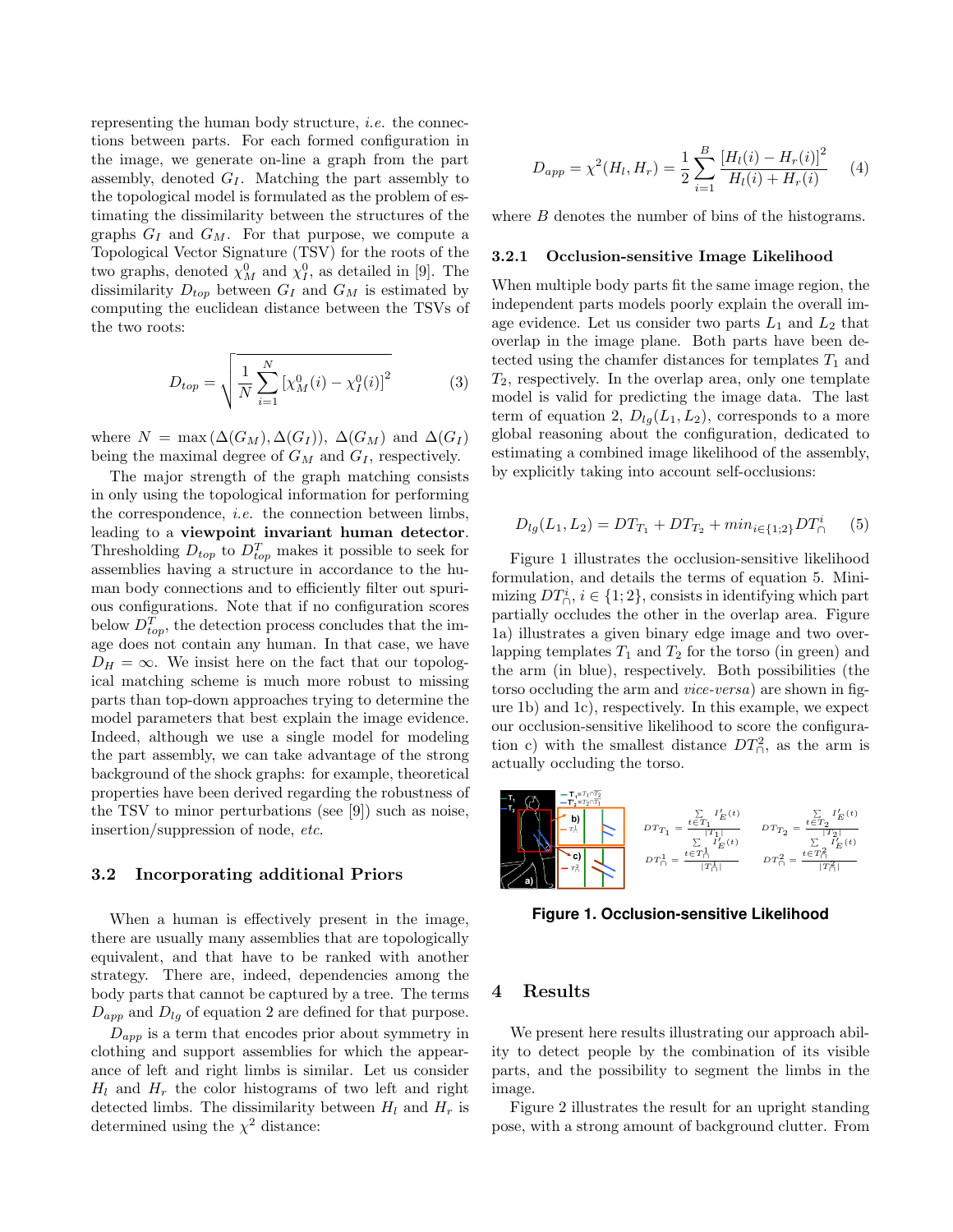representing the human body structure, *i.e.* the connections between parts. For each formed configuration in the image, we generate on-line a graph from the part assembly, denoted $G_I$. Matching the part assembly to the topological model is formulated as the problem of estimating the dissimilarity between the structures of the graphs $G_I$ and $G_M$. For that purpose, we compute a Topological Vector Signature (TSV) for the roots of the two graphs, denoted $\chi_M^0$ and $\chi_I^0$, as detailed in [9]. The dissimilarity $D_{top}$ between $G_I$ and $G_M$ is estimated by computing the euclidean distance between the TSVs of the two roots:

$$D_{top} = \sqrt{\frac{1}{N}\sum_{i=1}^{N}\left[\chi_M^0(i) - \chi_I^0(i)\right]^2} \quad (3)$$

where $N = \max\left(\Delta(G_M), \Delta(G_I)\right)$, $\Delta(G_M)$ and $\Delta(G_I)$ being the maximal degree of $G_M$ and $G_I$, respectively.

The major strength of the graph matching consists in only using the topological information for performing the correspondence, *i.e.* the connection between limbs, leading to a **viewpoint invariant human detector**. Thresholding $D_{top}$ to $D_{top}^T$ makes it possible to seek for assemblies having a structure in accordance to the human body connections and to efficiently filter out spurious configurations. Note that if no configuration scores below $D_{top}^T$, the detection process concludes that the image does not contain any human. In that case, we have $D_H = \infty$. We insist here on the fact that our topological matching scheme is much more robust to missing parts than top-down approaches trying to determine the model parameters that best explain the image evidence. Indeed, although we use a single model for modeling the part assembly, we can take advantage of the strong background of the shock graphs: for example, theoretical properties have been derived regarding the robustness of the TSV to minor perturbations (see [9]) such as noise, insertion/suppression of node, *etc.*

## 3.2 Incorporating additional Priors

When a human is effectively present in the image, there are usually many assemblies that are topologically equivalent, and that have to be ranked with another strategy. There are, indeed, dependencies among the body parts that cannot be captured by a tree. The terms $D_{app}$ and $D_{lg}$ of equation 2 are defined for that purpose.

$D_{app}$ is a term that encodes prior about symmetry in clothing and support assemblies for which the appearance of left and right limbs is similar. Let us consider $H_l$ and $H_r$ the color histograms of two left and right detected limbs. The dissimilarity between $H_l$ and $H_r$ is determined using the $\chi^2$ distance:

$$D_{app} = \chi^2(H_l, H_r) = \frac{1}{2}\sum_{i=1}^{B}\frac{\left[H_l(i) - H_r(i)\right]^2}{H_l(i) + H_r(i)} \quad (4)$$

where $B$ denotes the number of bins of the histograms.

### 3.2.1 Occlusion-sensitive Image Likelihood

When multiple body parts fit the same image region, the independent parts models poorly explain the overall image evidence. Let us consider two parts $L_1$ and $L_2$ that overlap in the image plane. Both parts have been detected using the chamfer distances for templates $T_1$ and $T_2$, respectively. In the overlap area, only one template model is valid for predicting the image data. The last term of equation 2, $D_{lg}(L_1, L_2)$, corresponds to a more global reasoning about the configuration, dedicated to estimating a combined image likelihood of the assembly, by explicitly taking into account self-occlusions:

$$D_{lg}(L_1, L_2) = DT_{T_1} + DT_{T_2} + min_{i \in \{1;2\}} DT_{\cap}^i \quad (5)$$

Figure 1 illustrates the occlusion-sensitive likelihood formulation, and details the terms of equation 5. Minimizing $DT_{\cap}^i$, $i \in \{1;2\}$, consists in identifying which part partially occludes the other in the overlap area. Figure 1a) illustrates a given binary edge image and two overlapping templates $T_1$ and $T_2$ for the torso (in green) and the arm (in blue), respectively. Both possibilities (the torso occluding the arm and *vice-versa*) are shown in figure 1b) and 1c), respectively. In this example, we expect our occlusion-sensitive likelihood to score the configuration c) with the smallest distance $DT_{\cap}^2$, as the arm is actually occluding the torso.

$$DT_{T_1} = \frac{\sum_{t \in T_1} I_E'(t)}{|T_1|} \qquad DT_{T_2} = \frac{\sum_{t \in T_2} I_E'(t)}{|T_2|}$$

$$DT_{\cap}^1 = \frac{\sum_{t \in T_{\cap}^1} I_E'(t)}{|T_{\cap}^1|} \qquad DT_{\cap}^2 = \frac{\sum_{t \in T_{\cap}^2} I_E'(t)}{|T_{\cap}^2|}$$

**Figure 1. Occlusion-sensitive Likelihood**

# 4 Results

We present here results illustrating our approach ability to detect people by the combination of its visible parts, and the possibility to segment the limbs in the image.

Figure 2 illustrates the result for an upright standing pose, with a strong amount of background clutter. From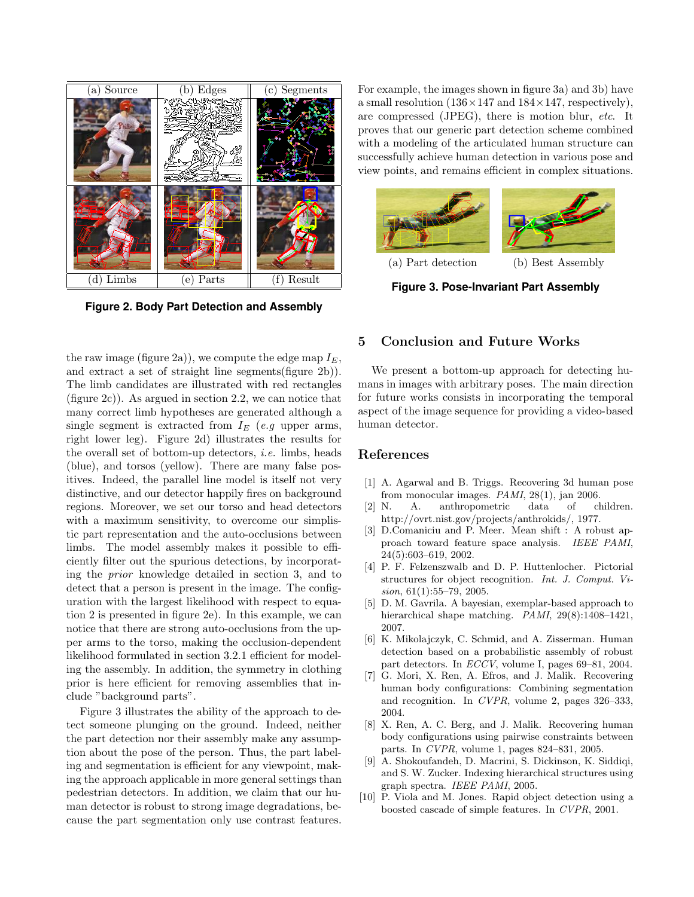(a) Source (b) Edges (c) Segments

(d) Limbs (e) Parts (f) Result

**Figure 2. Body Part Detection and Assembly**

the raw image (figure 2a)), we compute the edge map $I_E$, and extract a set of straight line segments(figure 2b)). The limb candidates are illustrated with red rectangles (figure 2c)). As argued in section 2.2, we can notice that many correct limb hypotheses are generated although a single segment is extracted from $I_E$ (*e.g* upper arms, right lower leg). Figure 2d) illustrates the results for the overall set of bottom-up detectors, *i.e.* limbs, heads (blue), and torsos (yellow). There are many false positives. Indeed, the parallel line model is itself not very distinctive, and our detector happily fires on background regions. Moreover, we set our torso and head detectors with a maximum sensitivity, to overcome our simplistic part representation and the auto-occlusions between limbs. The model assembly makes it possible to efficiently filter out the spurious detections, by incorporating the *prior* knowledge detailed in section 3, and to detect that a person is present in the image. The configuration with the largest likelihood with respect to equation 2 is presented in figure 2e). In this example, we can notice that there are strong auto-occlusions from the upper arms to the torso, making the occlusion-dependent likelihood formulated in section 3.2.1 efficient for modeling the assembly. In addition, the symmetry in clothing prior is here efficient for removing assemblies that include "background parts".

Figure 3 illustrates the ability of the approach to detect someone plunging on the ground. Indeed, neither the part detection nor their assembly make any assumption about the pose of the person. Thus, the part labeling and segmentation is efficient for any viewpoint, making the approach applicable in more general settings than pedestrian detectors. In addition, we claim that our human detector is robust to strong image degradations, because the part segmentation only use contrast features. For example, the images shown in figure 3a) and 3b) have a small resolution ($136 \times 147$ and $184 \times 147$, respectively), are compressed (JPEG), there is motion blur, *etc*. It proves that our generic part detection scheme combined with a modeling of the articulated human structure can successfully achieve human detection in various pose and view points, and remains efficient in complex situations.

(a) Part detection (b) Best Assembly

**Figure 3. Pose-Invariant Part Assembly**

## 5 Conclusion and Future Works

We present a bottom-up approach for detecting humans in images with arbitrary poses. The main direction for future works consists in incorporating the temporal aspect of the image sequence for providing a video-based human detector.

## References

[1] A. Agarwal and B. Triggs. Recovering 3d human pose from monocular images. *PAMI*, 28(1), jan 2006.

[2] N. A. anthropometric data of children. http://ovrt.nist.gov/projects/anthrokids/, 1977.

[3] D.Comaniciu and P. Meer. Mean shift : A robust approach toward feature space analysis. *IEEE PAMI*, 24(5):603–619, 2002.

[4] P. F. Felzenszwalb and D. P. Huttenlocher. Pictorial structures for object recognition. *Int. J. Comput. Vision*, 61(1):55–79, 2005.

[5] D. M. Gavrila. A bayesian, exemplar-based approach to hierarchical shape matching. *PAMI*, 29(8):1408–1421, 2007.

[6] K. Mikolajczyk, C. Schmid, and A. Zisserman. Human detection based on a probabilistic assembly of robust part detectors. In *ECCV*, volume I, pages 69–81, 2004.

[7] G. Mori, X. Ren, A. Efros, and J. Malik. Recovering human body configurations: Combining segmentation and recognition. In *CVPR*, volume 2, pages 326–333, 2004.

[8] X. Ren, A. C. Berg, and J. Malik. Recovering human body configurations using pairwise constraints between parts. In *CVPR*, volume 1, pages 824–831, 2005.

[9] A. Shokoufandeh, D. Macrini, S. Dickinson, K. Siddiqi, and S. W. Zucker. Indexing hierarchical structures using graph spectra. *IEEE PAMI*, 2005.

[10] P. Viola and M. Jones. Rapid object detection using a boosted cascade of simple features. In *CVPR*, 2001.